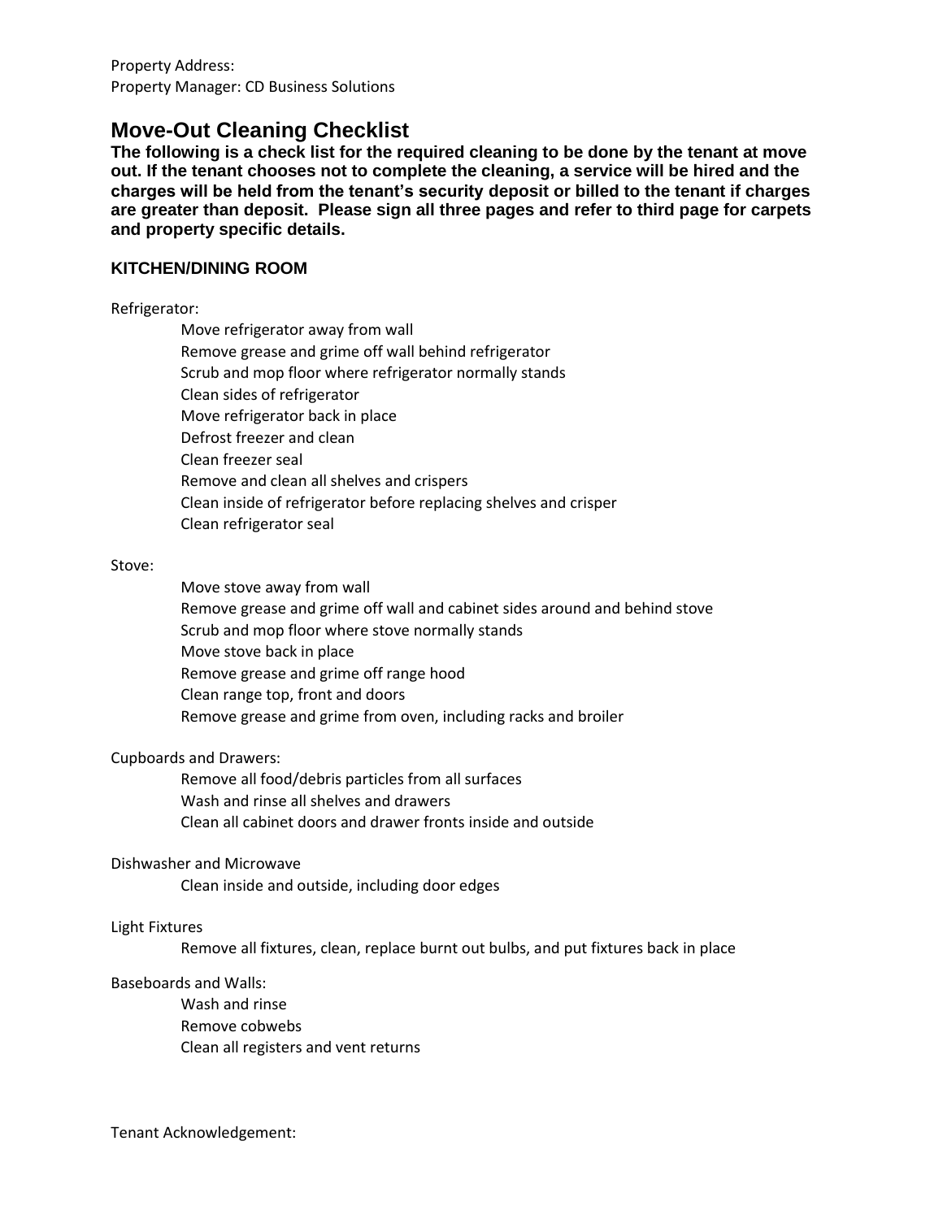Property Address:
Property Manager: CD Business Solutions

# Move-Out Cleaning Checklist

**The following is a check list for the required cleaning to be done by the tenant at move out. If the tenant chooses not to complete the cleaning, a service will be hired and the charges will be held from the tenant's security deposit or billed to the tenant if charges are greater than deposit. Please sign all three pages and refer to third page for carpets and property specific details.**

## KITCHEN/DINING ROOM

Refrigerator:

- Move refrigerator away from wall
- Remove grease and grime off wall behind refrigerator
- Scrub and mop floor where refrigerator normally stands
- Clean sides of refrigerator
- Move refrigerator back in place
- Defrost freezer and clean
- Clean freezer seal
- Remove and clean all shelves and crispers
- Clean inside of refrigerator before replacing shelves and crisper
- Clean refrigerator seal

Stove:

- Move stove away from wall
- Remove grease and grime off wall and cabinet sides around and behind stove
- Scrub and mop floor where stove normally stands
- Move stove back in place
- Remove grease and grime off range hood
- Clean range top, front and doors
- Remove grease and grime from oven, including racks and broiler

Cupboards and Drawers:

- Remove all food/debris particles from all surfaces
- Wash and rinse all shelves and drawers
- Clean all cabinet doors and drawer fronts inside and outside

Dishwasher and Microwave

- Clean inside and outside, including door edges

Light Fixtures

- Remove all fixtures, clean, replace burnt out bulbs, and put fixtures back in place

Baseboards and Walls:

- Wash and rinse
- Remove cobwebs
- Clean all registers and vent returns

Tenant Acknowledgement: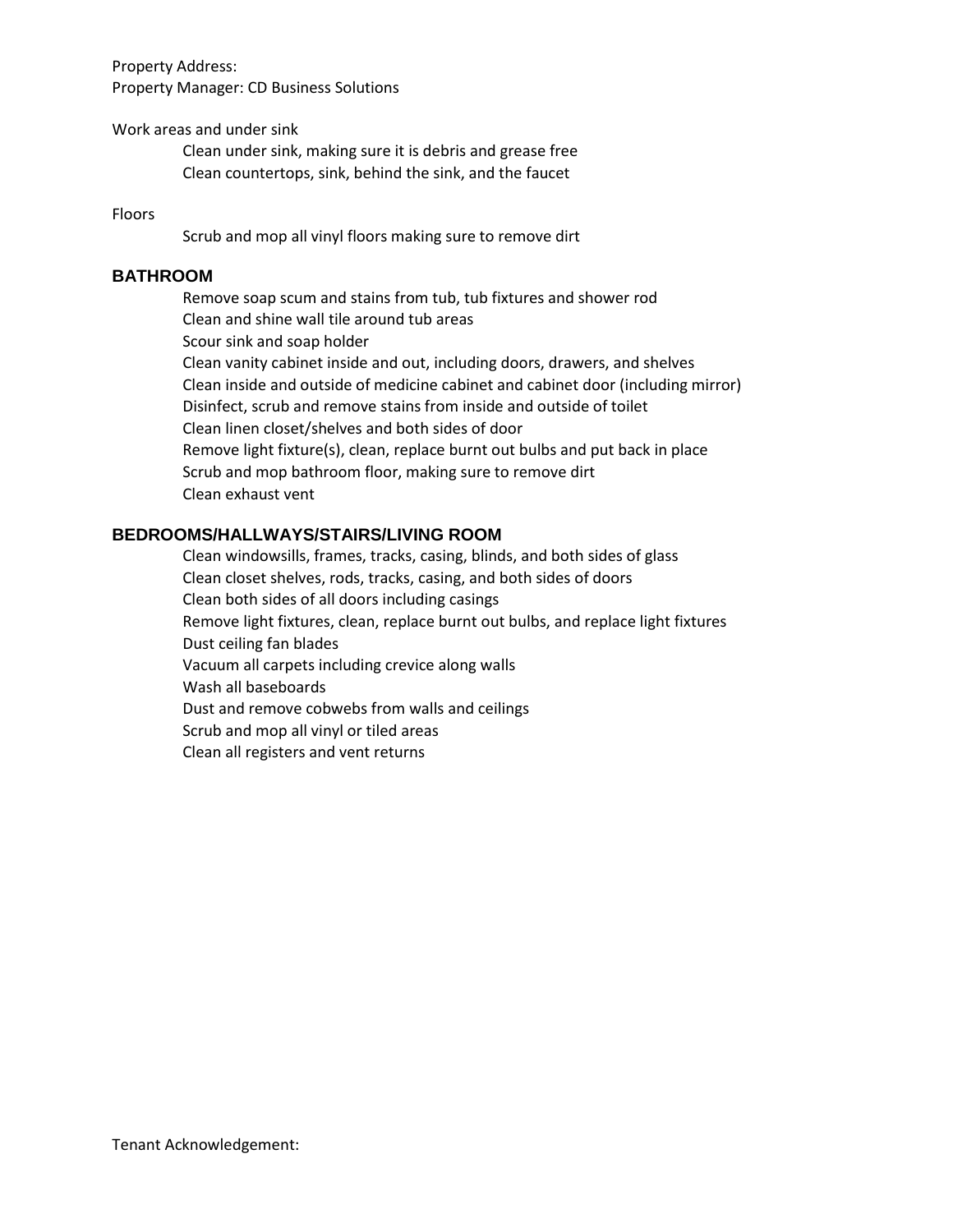Property Address:
Property Manager: CD Business Solutions

Work areas and under sink

- Clean under sink, making sure it is debris and grease free
- Clean countertops, sink, behind the sink, and the faucet

Floors

- Scrub and mop all vinyl floors making sure to remove dirt

## BATHROOM

- Remove soap scum and stains from tub, tub fixtures and shower rod
- Clean and shine wall tile around tub areas
- Scour sink and soap holder
- Clean vanity cabinet inside and out, including doors, drawers, and shelves
- Clean inside and outside of medicine cabinet and cabinet door (including mirror)
- Disinfect, scrub and remove stains from inside and outside of toilet
- Clean linen closet/shelves and both sides of door
- Remove light fixture(s), clean, replace burnt out bulbs and put back in place
- Scrub and mop bathroom floor, making sure to remove dirt
- Clean exhaust vent

## BEDROOMS/HALLWAYS/STAIRS/LIVING ROOM

- Clean windowsills, frames, tracks, casing, blinds, and both sides of glass
- Clean closet shelves, rods, tracks, casing, and both sides of doors
- Clean both sides of all doors including casings
- Remove light fixtures, clean, replace burnt out bulbs, and replace light fixtures
- Dust ceiling fan blades
- Vacuum all carpets including crevice along walls
- Wash all baseboards
- Dust and remove cobwebs from walls and ceilings
- Scrub and mop all vinyl or tiled areas
- Clean all registers and vent returns

Tenant Acknowledgement: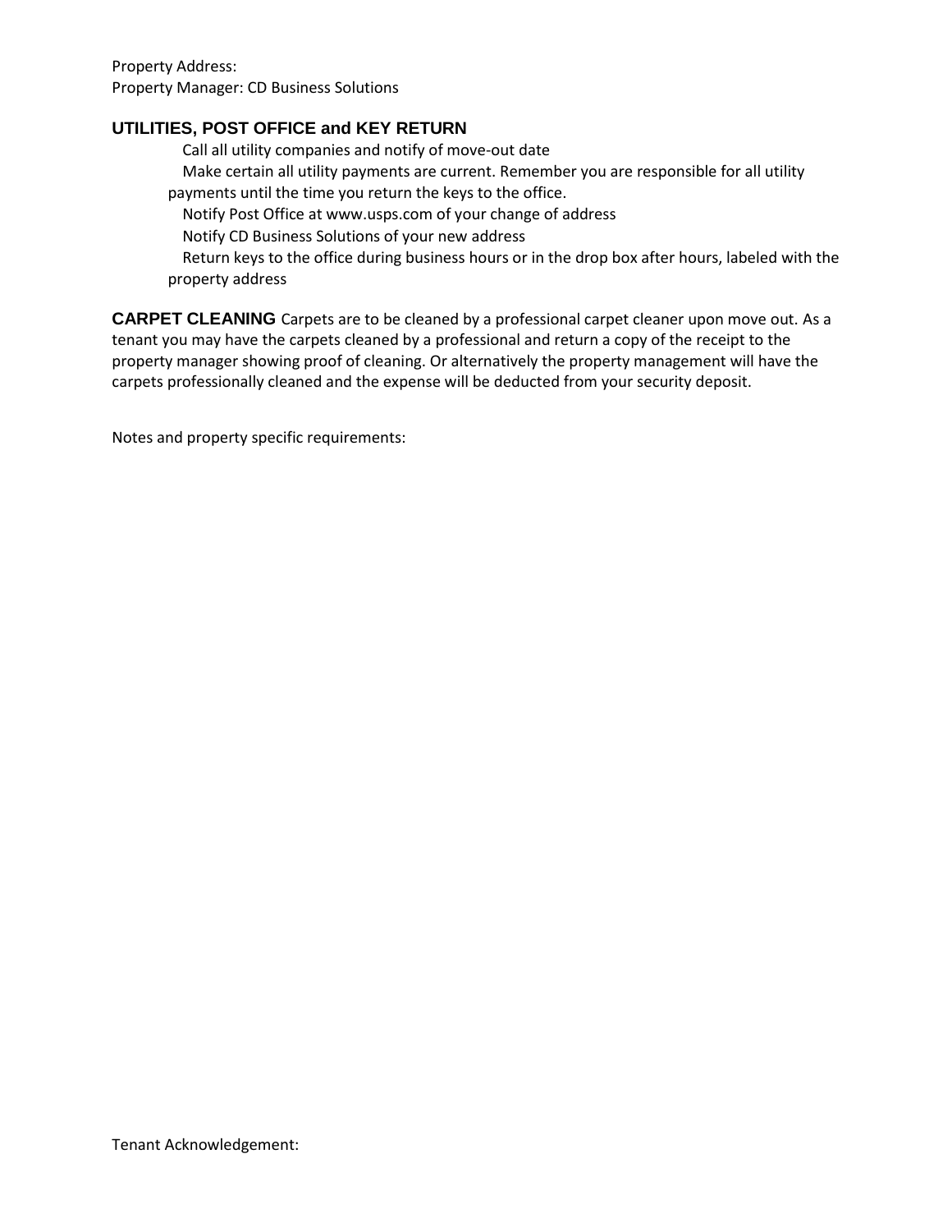Property Address:
Property Manager: CD Business Solutions

## UTILITIES, POST OFFICE and KEY RETURN

- Call all utility companies and notify of move-out date
- Make certain all utility payments are current. Remember you are responsible for all utility payments until the time you return the keys to the office.
- Notify Post Office at www.usps.com of your change of address
- Notify CD Business Solutions of your new address
- Return keys to the office during business hours or in the drop box after hours, labeled with the property address

**CARPET CLEANING** Carpets are to be cleaned by a professional carpet cleaner upon move out. As a tenant you may have the carpets cleaned by a professional and return a copy of the receipt to the property manager showing proof of cleaning. Or alternatively the property management will have the carpets professionally cleaned and the expense will be deducted from your security deposit.

Notes and property specific requirements:

Tenant Acknowledgement: